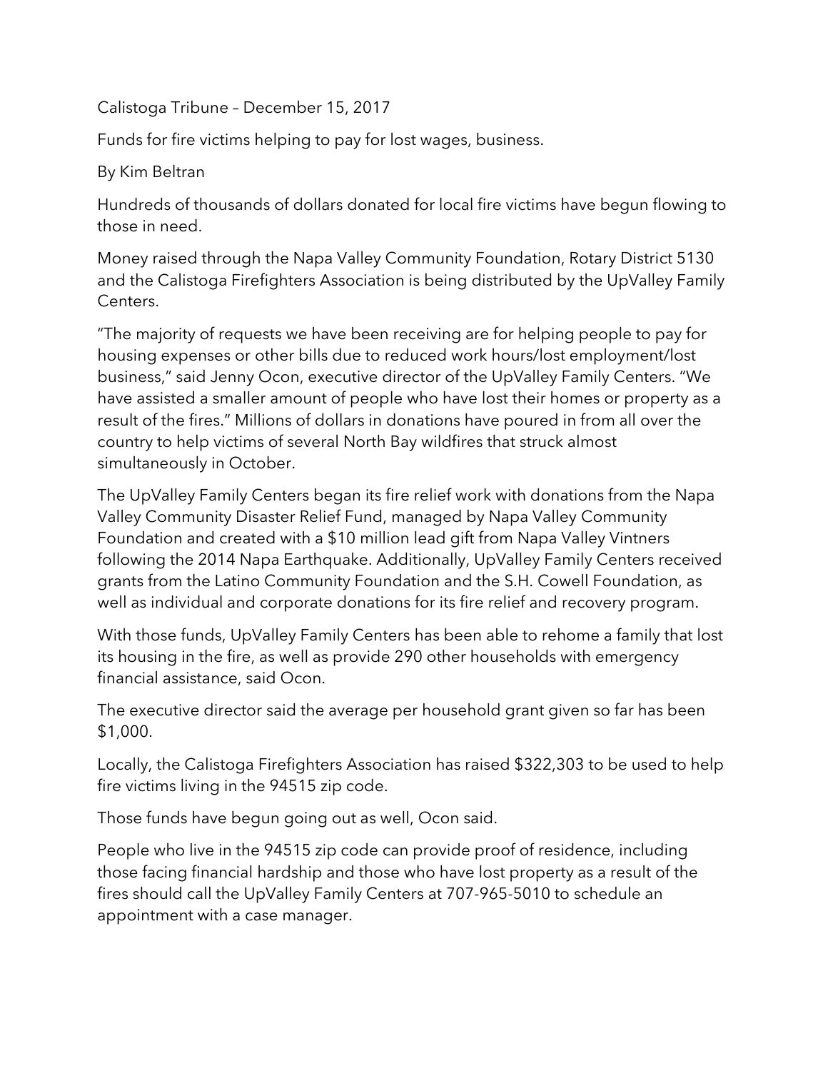Calistoga Tribune – December 15, 2017

# Funds for fire victims helping to pay for lost wages, business.

By Kim Beltran

Hundreds of thousands of dollars donated for local fire victims have begun flowing to those in need.

Money raised through the Napa Valley Community Foundation, Rotary District 5130 and the Calistoga Firefighters Association is being distributed by the UpValley Family Centers.

"The majority of requests we have been receiving are for helping people to pay for housing expenses or other bills due to reduced work hours/lost employment/lost business," said Jenny Ocon, executive director of the UpValley Family Centers. "We have assisted a smaller amount of people who have lost their homes or property as a result of the fires." Millions of dollars in donations have poured in from all over the country to help victims of several North Bay wildfires that struck almost simultaneously in October.

The UpValley Family Centers began its fire relief work with donations from the Napa Valley Community Disaster Relief Fund, managed by Napa Valley Community Foundation and created with a $10 million lead gift from Napa Valley Vintners following the 2014 Napa Earthquake. Additionally, UpValley Family Centers received grants from the Latino Community Foundation and the S.H. Cowell Foundation, as well as individual and corporate donations for its fire relief and recovery program.

With those funds, UpValley Family Centers has been able to rehome a family that lost its housing in the fire, as well as provide 290 other households with emergency financial assistance, said Ocon.

The executive director said the average per household grant given so far has been $1,000.

Locally, the Calistoga Firefighters Association has raised $322,303 to be used to help fire victims living in the 94515 zip code.

Those funds have begun going out as well, Ocon said.

People who live in the 94515 zip code can provide proof of residence, including those facing financial hardship and those who have lost property as a result of the fires should call the UpValley Family Centers at 707-965-5010 to schedule an appointment with a case manager.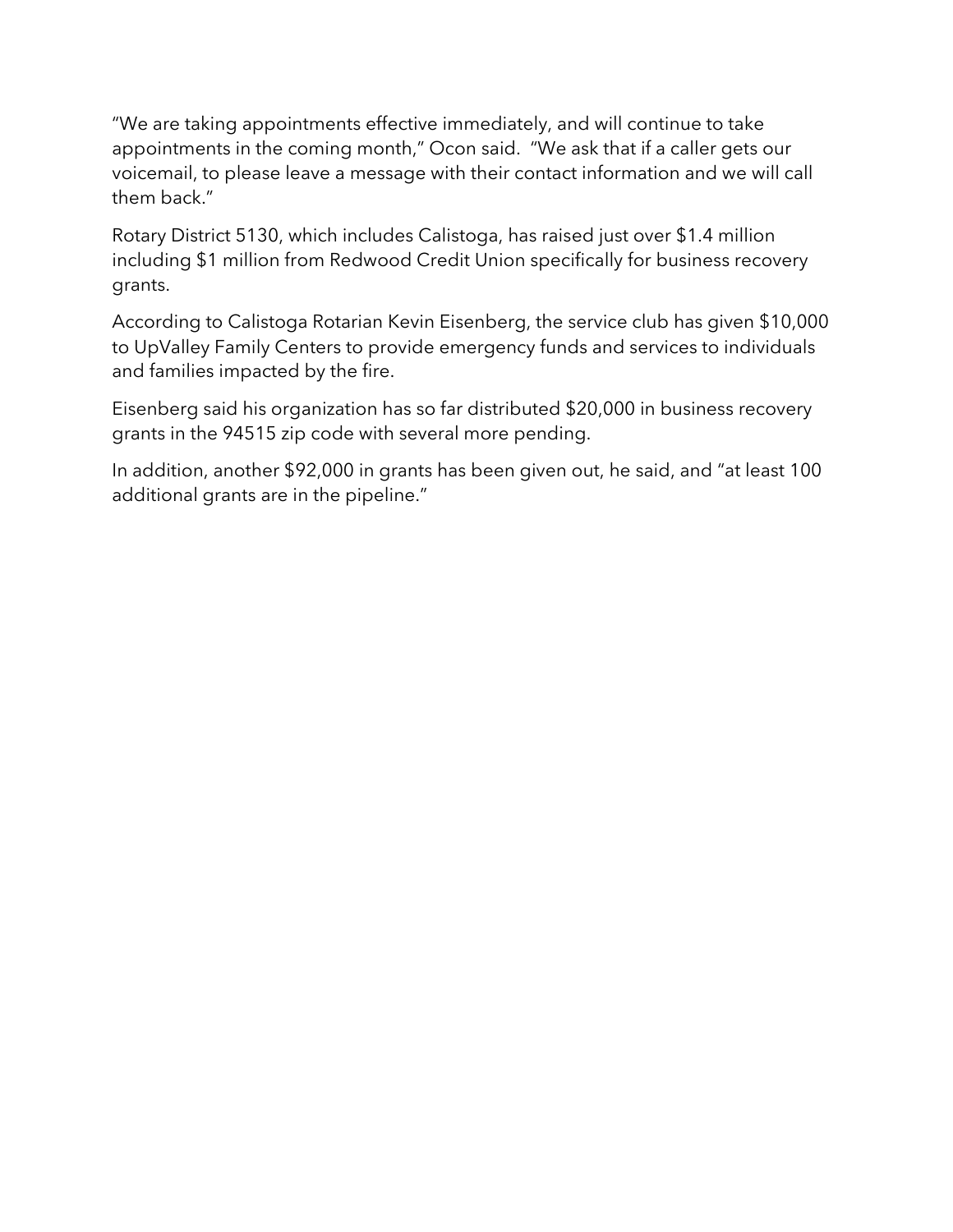"We are taking appointments effective immediately, and will continue to take appointments in the coming month," Ocon said.  "We ask that if a caller gets our voicemail, to please leave a message with their contact information and we will call them back."

Rotary District 5130, which includes Calistoga, has raised just over $1.4 million including $1 million from Redwood Credit Union specifically for business recovery grants.

According to Calistoga Rotarian Kevin Eisenberg, the service club has given $10,000 to UpValley Family Centers to provide emergency funds and services to individuals and families impacted by the fire.

Eisenberg said his organization has so far distributed $20,000 in business recovery grants in the 94515 zip code with several more pending.

In addition, another $92,000 in grants has been given out, he said, and "at least 100 additional grants are in the pipeline."